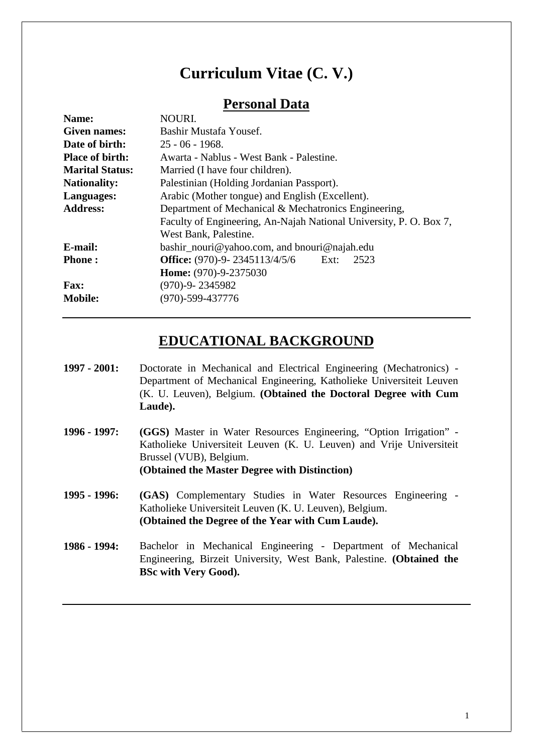# Curriculum Vitae (C. V.)

## Personal Data

| | |
|---|---|
| **Name:** | NOURI. |
| **Given names:** | Bashir Mustafa Yousef. |
| **Date of birth:** | 25 - 06 - 1968. |
| **Place of birth:** | Awarta - Nablus - West Bank - Palestine. |
| **Marital Status:** | Married (I have four children). |
| **Nationality:** | Palestinian (Holding Jordanian Passport). |
| **Languages:** | Arabic (Mother tongue) and English (Excellent). |
| **Address:** | Department of Mechanical & Mechatronics Engineering, Faculty of Engineering, An-Najah National University, P. O. Box 7, West Bank, Palestine. |
| **E-mail:** | bashir_nouri@yahoo.com, and bnouri@najah.edu |
| **Phone :** | **Office:** (970)-9- 2345113/4/5/6 Ext: 2523<br>**Home:** (970)-9-2375030 |
| **Fax:** | (970)-9- 2345982 |
| **Mobile:** | (970)-599-437776 |

---

## EDUCATIONAL BACKGROUND

**1997 - 2001:** Doctorate in Mechanical and Electrical Engineering (Mechatronics) - Department of Mechanical Engineering, Katholieke Universiteit Leuven (K. U. Leuven), Belgium. **(Obtained the Doctoral Degree with Cum Laude).**

**1996 - 1997:** **(GGS)** Master in Water Resources Engineering, “Option Irrigation” - Katholieke Universiteit Leuven (K. U. Leuven) and Vrije Universiteit Brussel (VUB), Belgium.
**(Obtained the Master Degree with Distinction)**

**1995 - 1996:** **(GAS)** Complementary Studies in Water Resources Engineering - Katholieke Universiteit Leuven (K. U. Leuven), Belgium.
**(Obtained the Degree of the Year with Cum Laude).**

**1986 - 1994:** Bachelor in Mechanical Engineering - Department of Mechanical Engineering, Birzeit University, West Bank, Palestine. **(Obtained the BSc with Very Good).**

---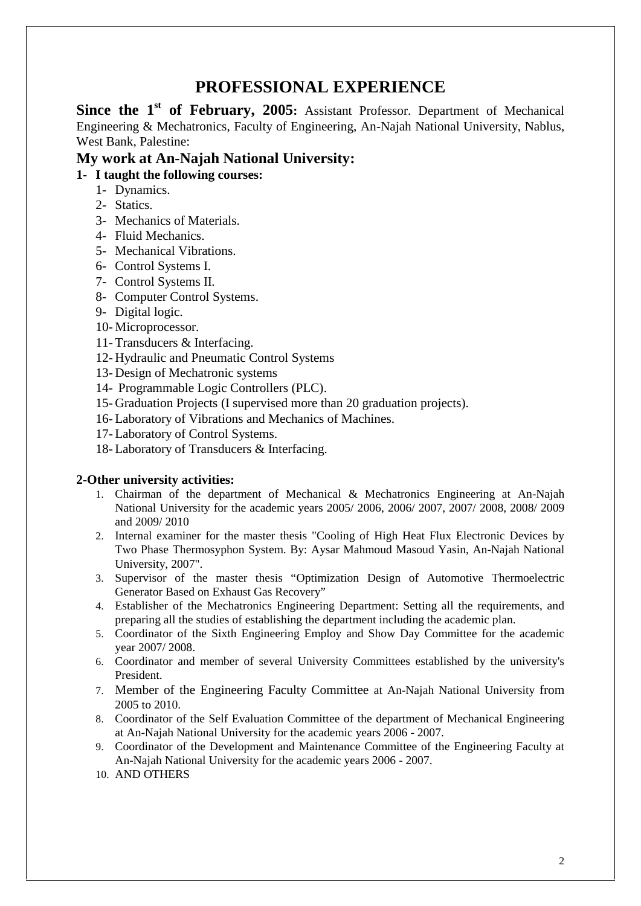# PROFESSIONAL EXPERIENCE

**Since the 1st of February, 2005:** Assistant Professor. Department of Mechanical Engineering & Mechatronics, Faculty of Engineering, An-Najah National University, Nablus, West Bank, Palestine:

## My work at An-Najah National University:

**1- I taught the following courses:**

1- Dynamics.
2- Statics.
3- Mechanics of Materials.
4- Fluid Mechanics.
5- Mechanical Vibrations.
6- Control Systems I.
7- Control Systems II.
8- Computer Control Systems.
9- Digital logic.
10- Microprocessor.
11- Transducers & Interfacing.
12- Hydraulic and Pneumatic Control Systems
13- Design of Mechatronic systems
14- Programmable Logic Controllers (PLC).
15- Graduation Projects (I supervised more than 20 graduation projects).
16- Laboratory of Vibrations and Mechanics of Machines.
17- Laboratory of Control Systems.
18- Laboratory of Transducers & Interfacing.

**2-Other university activities:**

1. Chairman of the department of Mechanical & Mechatronics Engineering at An-Najah National University for the academic years 2005/ 2006, 2006/ 2007, 2007/ 2008, 2008/ 2009 and 2009/ 2010
2. Internal examiner for the master thesis "Cooling of High Heat Flux Electronic Devices by Two Phase Thermosyphon System. By: Aysar Mahmoud Masoud Yasin, An-Najah National University, 2007".
3. Supervisor of the master thesis "Optimization Design of Automotive Thermoelectric Generator Based on Exhaust Gas Recovery"
4. Establisher of the Mechatronics Engineering Department: Setting all the requirements, and preparing all the studies of establishing the department including the academic plan.
5. Coordinator of the Sixth Engineering Employ and Show Day Committee for the academic year 2007/ 2008.
6. Coordinator and member of several University Committees established by the university's President.
7. Member of the Engineering Faculty Committee at An-Najah National University from 2005 to 2010.
8. Coordinator of the Self Evaluation Committee of the department of Mechanical Engineering at An-Najah National University for the academic years 2006 - 2007.
9. Coordinator of the Development and Maintenance Committee of the Engineering Faculty at An-Najah National University for the academic years 2006 - 2007.
10. AND OTHERS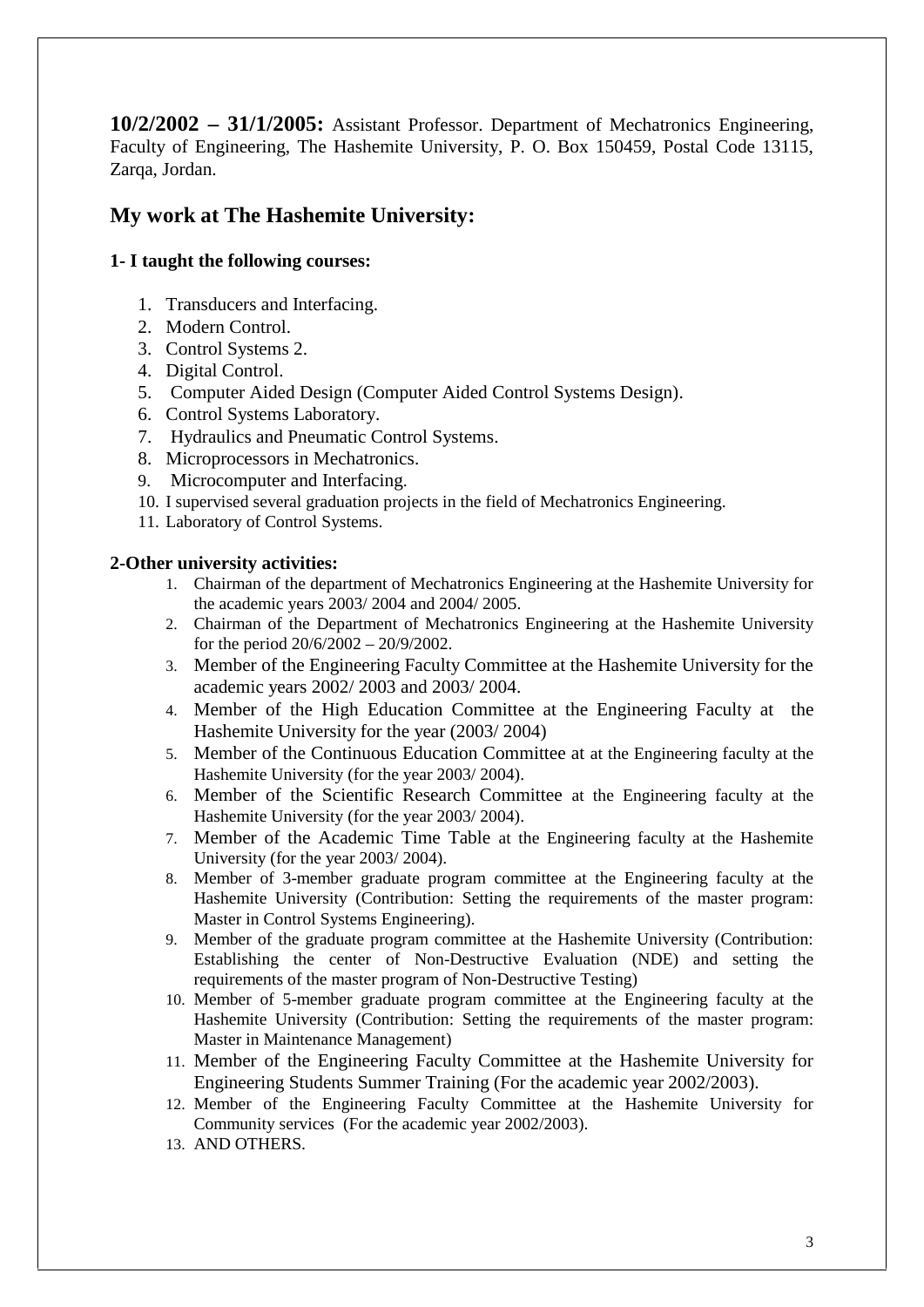**10/2/2002 – 31/1/2005:** Assistant Professor. Department of Mechatronics Engineering, Faculty of Engineering, The Hashemite University, P. O. Box 150459, Postal Code 13115, Zarqa, Jordan.

## My work at The Hashemite University:

**1- I taught the following courses:**

1. Transducers and Interfacing.
2. Modern Control.
3. Control Systems 2.
4. Digital Control.
5. Computer Aided Design (Computer Aided Control Systems Design).
6. Control Systems Laboratory.
7. Hydraulics and Pneumatic Control Systems.
8. Microprocessors in Mechatronics.
9. Microcomputer and Interfacing.
10. I supervised several graduation projects in the field of Mechatronics Engineering.
11. Laboratory of Control Systems.

**2-Other university activities:**

1. Chairman of the department of Mechatronics Engineering at the Hashemite University for the academic years 2003/ 2004 and 2004/ 2005.
2. Chairman of the Department of Mechatronics Engineering at the Hashemite University for the period 20/6/2002 – 20/9/2002.
3. Member of the Engineering Faculty Committee at the Hashemite University for the academic years 2002/ 2003 and 2003/ 2004.
4. Member of the High Education Committee at the Engineering Faculty at the Hashemite University for the year (2003/ 2004)
5. Member of the Continuous Education Committee at at the Engineering faculty at the Hashemite University (for the year 2003/ 2004).
6. Member of the Scientific Research Committee at the Engineering faculty at the Hashemite University (for the year 2003/ 2004).
7. Member of the Academic Time Table at the Engineering faculty at the Hashemite University (for the year 2003/ 2004).
8. Member of 3-member graduate program committee at the Engineering faculty at the Hashemite University (Contribution: Setting the requirements of the master program: Master in Control Systems Engineering).
9. Member of the graduate program committee at the Hashemite University (Contribution: Establishing the center of Non-Destructive Evaluation (NDE) and setting the requirements of the master program of Non-Destructive Testing)
10. Member of 5-member graduate program committee at the Engineering faculty at the Hashemite University (Contribution: Setting the requirements of the master program: Master in Maintenance Management)
11. Member of the Engineering Faculty Committee at the Hashemite University for Engineering Students Summer Training (For the academic year 2002/2003).
12. Member of the Engineering Faculty Committee at the Hashemite University for Community services (For the academic year 2002/2003).
13. AND OTHERS.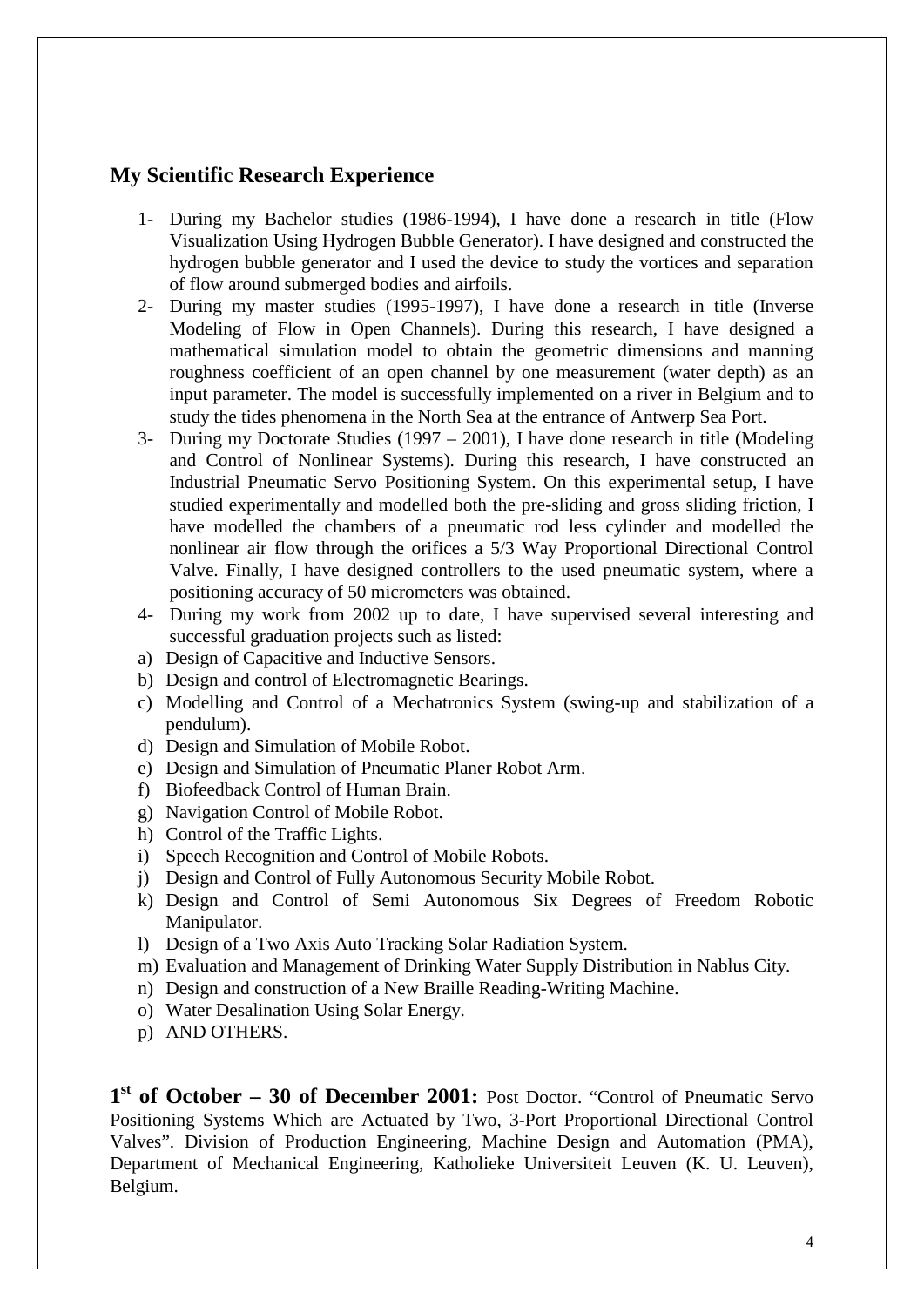## My Scientific Research Experience

1- During my Bachelor studies (1986-1994), I have done a research in title (Flow Visualization Using Hydrogen Bubble Generator). I have designed and constructed the hydrogen bubble generator and I used the device to study the vortices and separation of flow around submerged bodies and airfoils.

2- During my master studies (1995-1997), I have done a research in title (Inverse Modeling of Flow in Open Channels). During this research, I have designed a mathematical simulation model to obtain the geometric dimensions and manning roughness coefficient of an open channel by one measurement (water depth) as an input parameter. The model is successfully implemented on a river in Belgium and to study the tides phenomena in the North Sea at the entrance of Antwerp Sea Port.

3- During my Doctorate Studies (1997 – 2001), I have done research in title (Modeling and Control of Nonlinear Systems). During this research, I have constructed an Industrial Pneumatic Servo Positioning System. On this experimental setup, I have studied experimentally and modelled both the pre-sliding and gross sliding friction, I have modelled the chambers of a pneumatic rod less cylinder and modelled the nonlinear air flow through the orifices a 5/3 Way Proportional Directional Control Valve. Finally, I have designed controllers to the used pneumatic system, where a positioning accuracy of 50 micrometers was obtained.

4- During my work from 2002 up to date, I have supervised several interesting and successful graduation projects such as listed:

a) Design of Capacitive and Inductive Sensors.
b) Design and control of Electromagnetic Bearings.
c) Modelling and Control of a Mechatronics System (swing-up and stabilization of a pendulum).
d) Design and Simulation of Mobile Robot.
e) Design and Simulation of Pneumatic Planer Robot Arm.
f) Biofeedback Control of Human Brain.
g) Navigation Control of Mobile Robot.
h) Control of the Traffic Lights.
i) Speech Recognition and Control of Mobile Robots.
j) Design and Control of Fully Autonomous Security Mobile Robot.
k) Design and Control of Semi Autonomous Six Degrees of Freedom Robotic Manipulator.
l) Design of a Two Axis Auto Tracking Solar Radiation System.
m) Evaluation and Management of Drinking Water Supply Distribution in Nablus City.
n) Design and construction of a New Braille Reading-Writing Machine.
o) Water Desalination Using Solar Energy.
p) AND OTHERS.

**1st of October – 30 of December 2001:** Post Doctor. "Control of Pneumatic Servo Positioning Systems Which are Actuated by Two, 3-Port Proportional Directional Control Valves". Division of Production Engineering, Machine Design and Automation (PMA), Department of Mechanical Engineering, Katholieke Universiteit Leuven (K. U. Leuven), Belgium.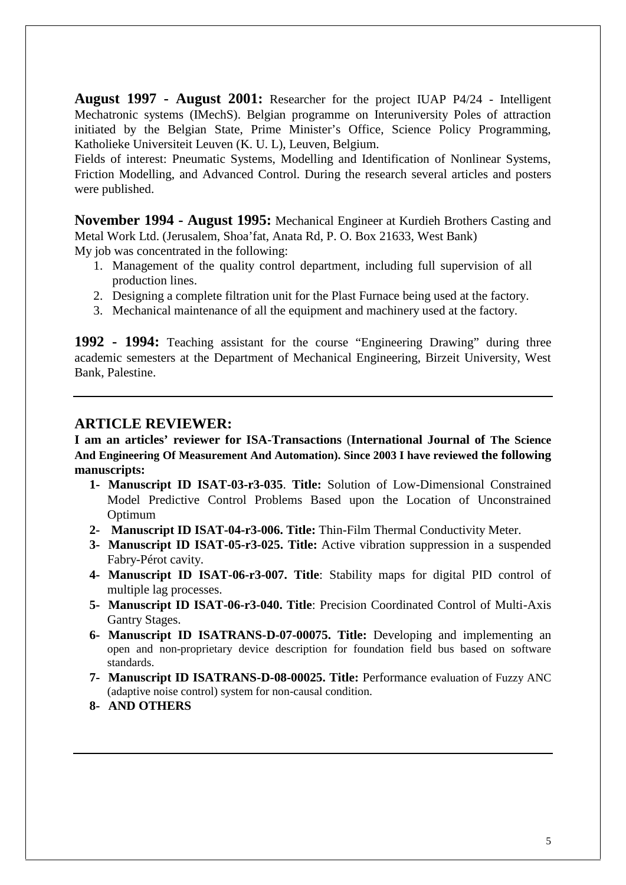**August 1997 - August 2001:** Researcher for the project IUAP P4/24 - Intelligent Mechatronic systems (IMechS). Belgian programme on Interuniversity Poles of attraction initiated by the Belgian State, Prime Minister's Office, Science Policy Programming, Katholieke Universiteit Leuven (K. U. L), Leuven, Belgium.

Fields of interest: Pneumatic Systems, Modelling and Identification of Nonlinear Systems, Friction Modelling, and Advanced Control. During the research several articles and posters were published.

**November 1994 - August 1995:** Mechanical Engineer at Kurdieh Brothers Casting and Metal Work Ltd. (Jerusalem, Shoa'fat, Anata Rd, P. O. Box 21633, West Bank)

My job was concentrated in the following:

1. Management of the quality control department, including full supervision of all production lines.
2. Designing a complete filtration unit for the Plast Furnace being used at the factory.
3. Mechanical maintenance of all the equipment and machinery used at the factory.

**1992 - 1994:** Teaching assistant for the course "Engineering Drawing" during three academic semesters at the Department of Mechanical Engineering, Birzeit University, West Bank, Palestine.

---

## ARTICLE REVIEWER:

**I am an articles' reviewer for ISA-Transactions (International Journal of The Science And Engineering Of Measurement And Automation). Since 2003 I have reviewed the following manuscripts:**

1- **Manuscript ID ISAT-03-r3-035**. **Title:** Solution of Low-Dimensional Constrained Model Predictive Control Problems Based upon the Location of Unconstrained Optimum

2- **Manuscript ID ISAT-04-r3-006. Title:** Thin-Film Thermal Conductivity Meter.

3- **Manuscript ID ISAT-05-r3-025. Title:** Active vibration suppression in a suspended Fabry-Pérot cavity.

4- **Manuscript ID ISAT-06-r3-007. Title**: Stability maps for digital PID control of multiple lag processes.

5- **Manuscript ID ISAT-06-r3-040. Title**: Precision Coordinated Control of Multi-Axis Gantry Stages.

6- **Manuscript ID ISATRANS-D-07-00075. Title:** Developing and implementing an open and non-proprietary device description for foundation field bus based on software standards.

7- **Manuscript ID ISATRANS-D-08-00025. Title:** Performance evaluation of Fuzzy ANC (adaptive noise control) system for non-causal condition.

8- **AND OTHERS**

---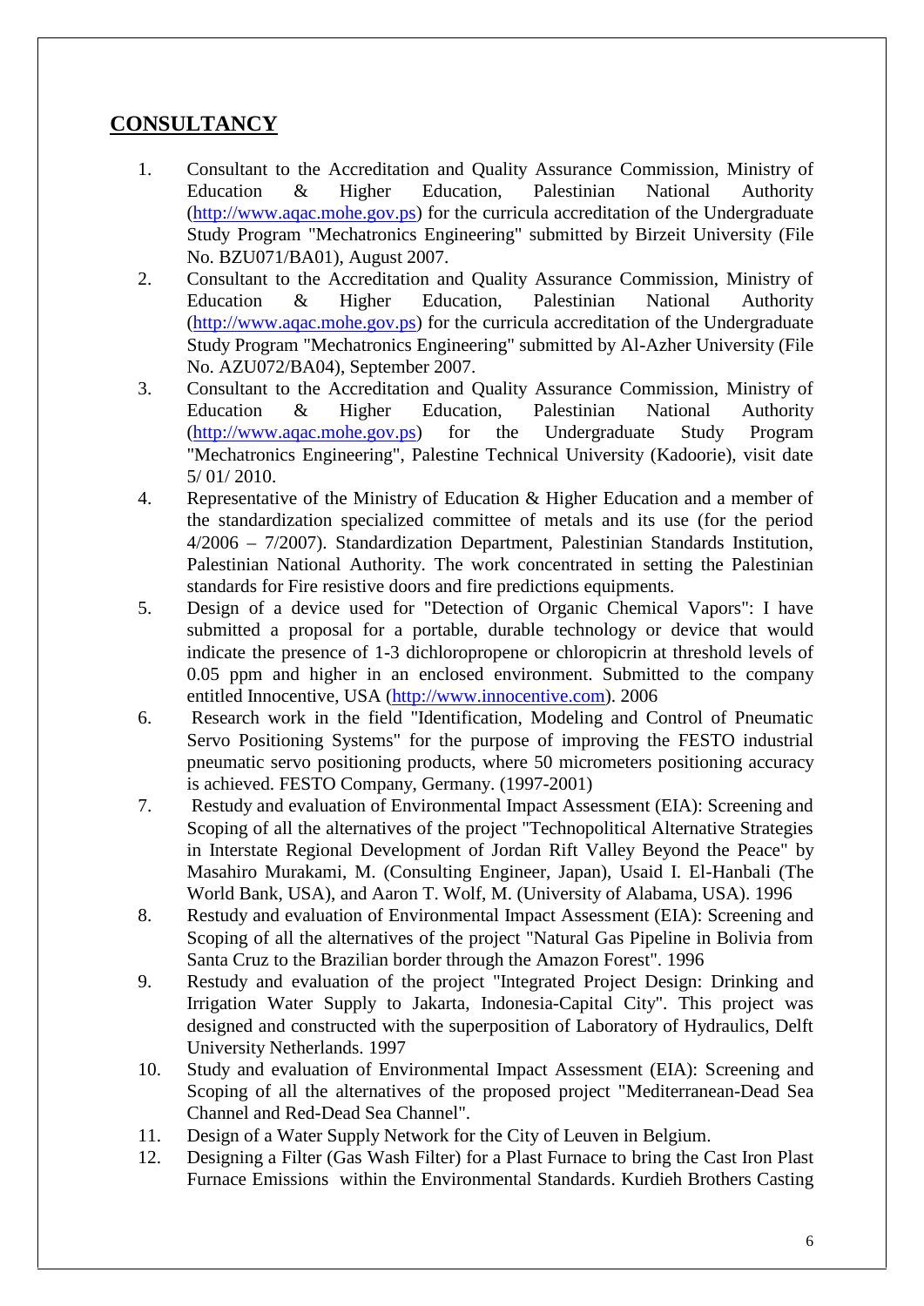## CONSULTANCY

1. Consultant to the Accreditation and Quality Assurance Commission, Ministry of Education & Higher Education, Palestinian National Authority (http://www.aqac.mohe.gov.ps) for the curricula accreditation of the Undergraduate Study Program "Mechatronics Engineering" submitted by Birzeit University (File No. BZU071/BA01), August 2007.
2. Consultant to the Accreditation and Quality Assurance Commission, Ministry of Education & Higher Education, Palestinian National Authority (http://www.aqac.mohe.gov.ps) for the curricula accreditation of the Undergraduate Study Program "Mechatronics Engineering" submitted by Al-Azher University (File No. AZU072/BA04), September 2007.
3. Consultant to the Accreditation and Quality Assurance Commission, Ministry of Education & Higher Education, Palestinian National Authority (http://www.aqac.mohe.gov.ps) for the Undergraduate Study Program "Mechatronics Engineering", Palestine Technical University (Kadoorie), visit date 5/ 01/ 2010.
4. Representative of the Ministry of Education & Higher Education and a member of the standardization specialized committee of metals and its use (for the period 4/2006 – 7/2007). Standardization Department, Palestinian Standards Institution, Palestinian National Authority. The work concentrated in setting the Palestinian standards for Fire resistive doors and fire predictions equipments.
5. Design of a device used for "Detection of Organic Chemical Vapors": I have submitted a proposal for a portable, durable technology or device that would indicate the presence of 1-3 dichloropropene or chloropicrin at threshold levels of 0.05 ppm and higher in an enclosed environment. Submitted to the company entitled Innocentive, USA (http://www.innocentive.com). 2006
6. Research work in the field "Identification, Modeling and Control of Pneumatic Servo Positioning Systems" for the purpose of improving the FESTO industrial pneumatic servo positioning products, where 50 micrometers positioning accuracy is achieved. FESTO Company, Germany. (1997-2001)
7. Restudy and evaluation of Environmental Impact Assessment (EIA): Screening and Scoping of all the alternatives of the project "Technopolitical Alternative Strategies in Interstate Regional Development of Jordan Rift Valley Beyond the Peace" by Masahiro Murakami, M. (Consulting Engineer, Japan), Usaid I. El-Hanbali (The World Bank, USA), and Aaron T. Wolf, M. (University of Alabama, USA). 1996
8. Restudy and evaluation of Environmental Impact Assessment (EIA): Screening and Scoping of all the alternatives of the project "Natural Gas Pipeline in Bolivia from Santa Cruz to the Brazilian border through the Amazon Forest". 1996
9. Restudy and evaluation of the project "Integrated Project Design: Drinking and Irrigation Water Supply to Jakarta, Indonesia-Capital City". This project was designed and constructed with the superposition of Laboratory of Hydraulics, Delft University Netherlands. 1997
10. Study and evaluation of Environmental Impact Assessment (EIA): Screening and Scoping of all the alternatives of the proposed project "Mediterranean-Dead Sea Channel and Red-Dead Sea Channel".
11. Design of a Water Supply Network for the City of Leuven in Belgium.
12. Designing a Filter (Gas Wash Filter) for a Plast Furnace to bring the Cast Iron Plast Furnace Emissions within the Environmental Standards. Kurdieh Brothers Casting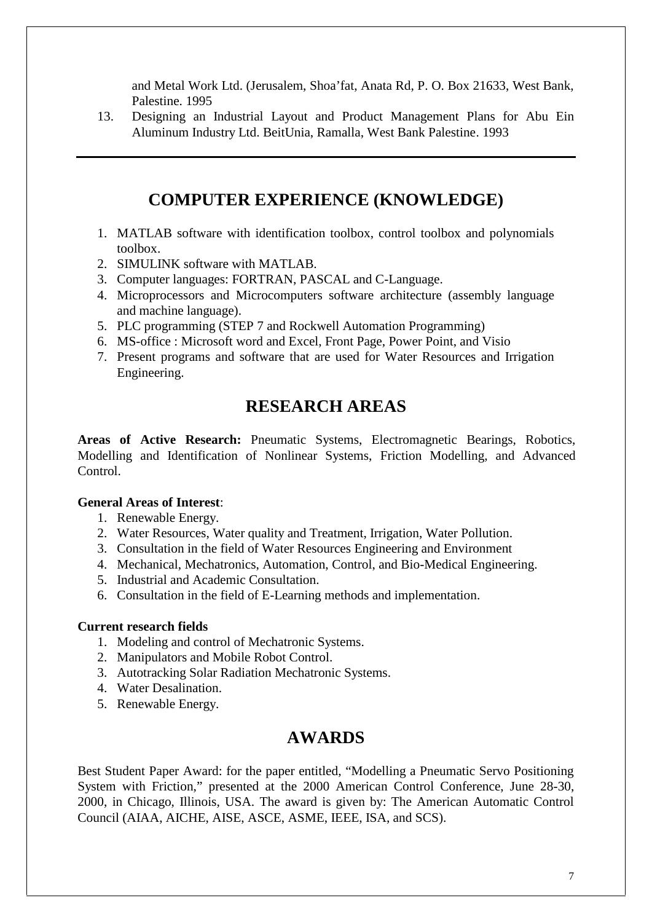and Metal Work Ltd. (Jerusalem, Shoa'fat, Anata Rd, P. O. Box 21633, West Bank, Palestine. 1995

13. Designing an Industrial Layout and Product Management Plans for Abu Ein Aluminum Industry Ltd. BeitUnia, Ramalla, West Bank Palestine. 1993

---

## COMPUTER EXPERIENCE (KNOWLEDGE)

1. MATLAB software with identification toolbox, control toolbox and polynomials toolbox.
2. SIMULINK software with MATLAB.
3. Computer languages: FORTRAN, PASCAL and C-Language.
4. Microprocessors and Microcomputers software architecture (assembly language and machine language).
5. PLC programming (STEP 7 and Rockwell Automation Programming)
6. MS-office : Microsoft word and Excel, Front Page, Power Point, and Visio
7. Present programs and software that are used for Water Resources and Irrigation Engineering.

## RESEARCH AREAS

**Areas of Active Research:** Pneumatic Systems, Electromagnetic Bearings, Robotics, Modelling and Identification of Nonlinear Systems, Friction Modelling, and Advanced Control.

**General Areas of Interest**:

1. Renewable Energy.
2. Water Resources, Water quality and Treatment, Irrigation, Water Pollution.
3. Consultation in the field of Water Resources Engineering and Environment
4. Mechanical, Mechatronics, Automation, Control, and Bio-Medical Engineering.
5. Industrial and Academic Consultation.
6. Consultation in the field of E-Learning methods and implementation.

**Current research fields**

1. Modeling and control of Mechatronic Systems.
2. Manipulators and Mobile Robot Control.
3. Autotracking Solar Radiation Mechatronic Systems.
4. Water Desalination.
5. Renewable Energy.

## AWARDS

Best Student Paper Award: for the paper entitled, "Modelling a Pneumatic Servo Positioning System with Friction," presented at the 2000 American Control Conference, June 28-30, 2000, in Chicago, Illinois, USA. The award is given by: The American Automatic Control Council (AIAA, AICHE, AISE, ASCE, ASME, IEEE, ISA, and SCS).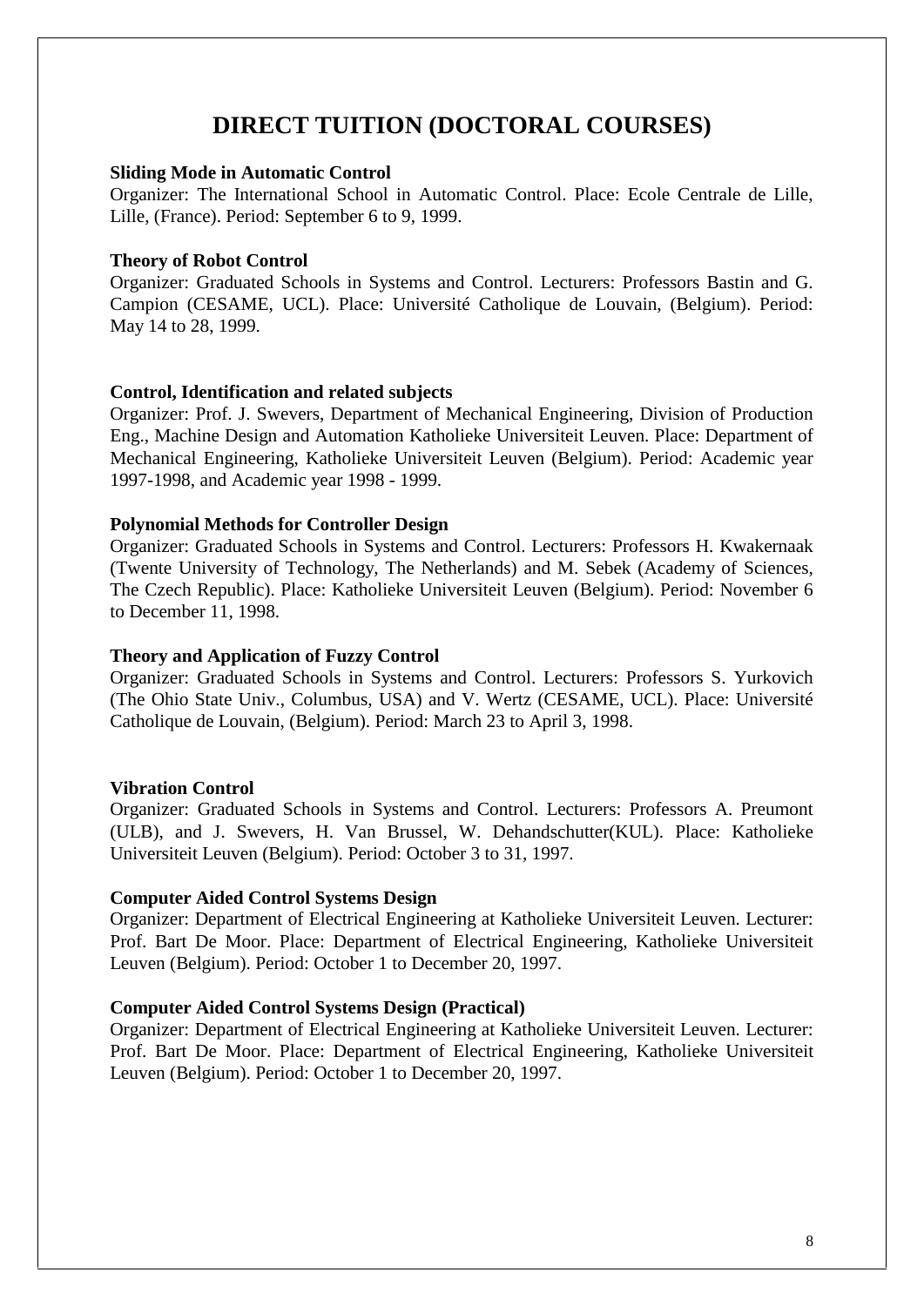# DIRECT TUITION (DOCTORAL COURSES)

**Sliding Mode in Automatic Control**
Organizer: The International School in Automatic Control. Place: Ecole Centrale de Lille, Lille, (France). Period: September 6 to 9, 1999.

**Theory of Robot Control**
Organizer: Graduated Schools in Systems and Control. Lecturers: Professors Bastin and G. Campion (CESAME, UCL). Place: Université Catholique de Louvain, (Belgium). Period: May 14 to 28, 1999.

**Control, Identification and related subjects**
Organizer: Prof. J. Swevers, Department of Mechanical Engineering, Division of Production Eng., Machine Design and Automation Katholieke Universiteit Leuven. Place: Department of Mechanical Engineering, Katholieke Universiteit Leuven (Belgium). Period: Academic year 1997-1998, and Academic year 1998 - 1999.

**Polynomial Methods for Controller Design**
Organizer: Graduated Schools in Systems and Control. Lecturers: Professors H. Kwakernaak (Twente University of Technology, The Netherlands) and M. Sebek (Academy of Sciences, The Czech Republic). Place: Katholieke Universiteit Leuven (Belgium). Period: November 6 to December 11, 1998.

**Theory and Application of Fuzzy Control**
Organizer: Graduated Schools in Systems and Control. Lecturers: Professors S. Yurkovich (The Ohio State Univ., Columbus, USA) and V. Wertz (CESAME, UCL). Place: Université Catholique de Louvain, (Belgium). Period: March 23 to April 3, 1998.

**Vibration Control**
Organizer: Graduated Schools in Systems and Control. Lecturers: Professors A. Preumont (ULB), and J. Swevers, H. Van Brussel, W. Dehandschutter(KUL). Place: Katholieke Universiteit Leuven (Belgium). Period: October 3 to 31, 1997.

**Computer Aided Control Systems Design**
Organizer: Department of Electrical Engineering at Katholieke Universiteit Leuven. Lecturer: Prof. Bart De Moor. Place: Department of Electrical Engineering, Katholieke Universiteit Leuven (Belgium). Period: October 1 to December 20, 1997.

**Computer Aided Control Systems Design (Practical)**
Organizer: Department of Electrical Engineering at Katholieke Universiteit Leuven. Lecturer: Prof. Bart De Moor. Place: Department of Electrical Engineering, Katholieke Universiteit Leuven (Belgium). Period: October 1 to December 20, 1997.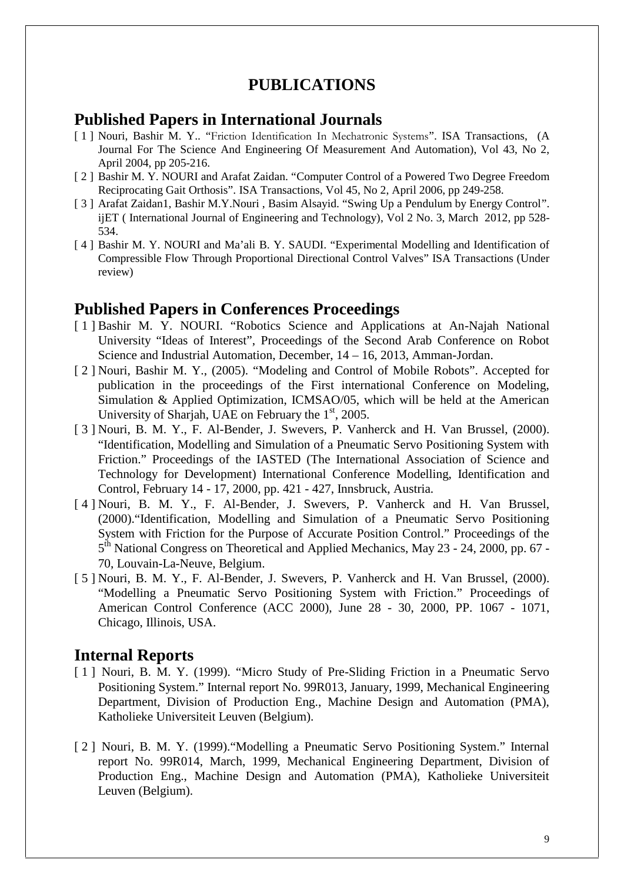# PUBLICATIONS

## Published Papers in International Journals

[ 1 ] Nouri, Bashir M. Y.. "Friction Identification In Mechatronic Systems". ISA Transactions, (A Journal For The Science And Engineering Of Measurement And Automation), Vol 43, No 2, April 2004, pp 205-216.

[ 2 ] Bashir M. Y. NOURI and Arafat Zaidan. "Computer Control of a Powered Two Degree Freedom Reciprocating Gait Orthosis". ISA Transactions, Vol 45, No 2, April 2006, pp 249-258.

[ 3 ] Arafat Zaidan1, Bashir M.Y.Nouri , Basim Alsayid. "Swing Up a Pendulum by Energy Control". ijET ( International Journal of Engineering and Technology), Vol 2 No. 3, March 2012, pp 528-534.

[ 4 ] Bashir M. Y. NOURI and Ma'ali B. Y. SAUDI. "Experimental Modelling and Identification of Compressible Flow Through Proportional Directional Control Valves" ISA Transactions (Under review)

## Published Papers in Conferences Proceedings

[ 1 ] Bashir M. Y. NOURI. "Robotics Science and Applications at An-Najah National University "Ideas of Interest", Proceedings of the Second Arab Conference on Robot Science and Industrial Automation, December, 14 – 16, 2013, Amman-Jordan.

[ 2 ] Nouri, Bashir M. Y., (2005). "Modeling and Control of Mobile Robots". Accepted for publication in the proceedings of the First international Conference on Modeling, Simulation & Applied Optimization, ICMSAO/05, which will be held at the American University of Sharjah, UAE on February the 1st, 2005.

[ 3 ] Nouri, B. M. Y., F. Al-Bender, J. Swevers, P. Vanherck and H. Van Brussel, (2000). "Identification, Modelling and Simulation of a Pneumatic Servo Positioning System with Friction." Proceedings of the IASTED (The International Association of Science and Technology for Development) International Conference Modelling, Identification and Control, February 14 - 17, 2000, pp. 421 - 427, Innsbruck, Austria.

[ 4 ] Nouri, B. M. Y., F. Al-Bender, J. Swevers, P. Vanherck and H. Van Brussel, (2000)."Identification, Modelling and Simulation of a Pneumatic Servo Positioning System with Friction for the Purpose of Accurate Position Control." Proceedings of the 5th National Congress on Theoretical and Applied Mechanics, May 23 - 24, 2000, pp. 67 - 70, Louvain-La-Neuve, Belgium.

[ 5 ] Nouri, B. M. Y., F. Al-Bender, J. Swevers, P. Vanherck and H. Van Brussel, (2000). "Modelling a Pneumatic Servo Positioning System with Friction." Proceedings of American Control Conference (ACC 2000), June 28 - 30, 2000, PP. 1067 - 1071, Chicago, Illinois, USA.

## Internal Reports

[ 1 ] Nouri, B. M. Y. (1999). "Micro Study of Pre-Sliding Friction in a Pneumatic Servo Positioning System." Internal report No. 99R013, January, 1999, Mechanical Engineering Department, Division of Production Eng., Machine Design and Automation (PMA), Katholieke Universiteit Leuven (Belgium).

[ 2 ] Nouri, B. M. Y. (1999)."Modelling a Pneumatic Servo Positioning System." Internal report No. 99R014, March, 1999, Mechanical Engineering Department, Division of Production Eng., Machine Design and Automation (PMA), Katholieke Universiteit Leuven (Belgium).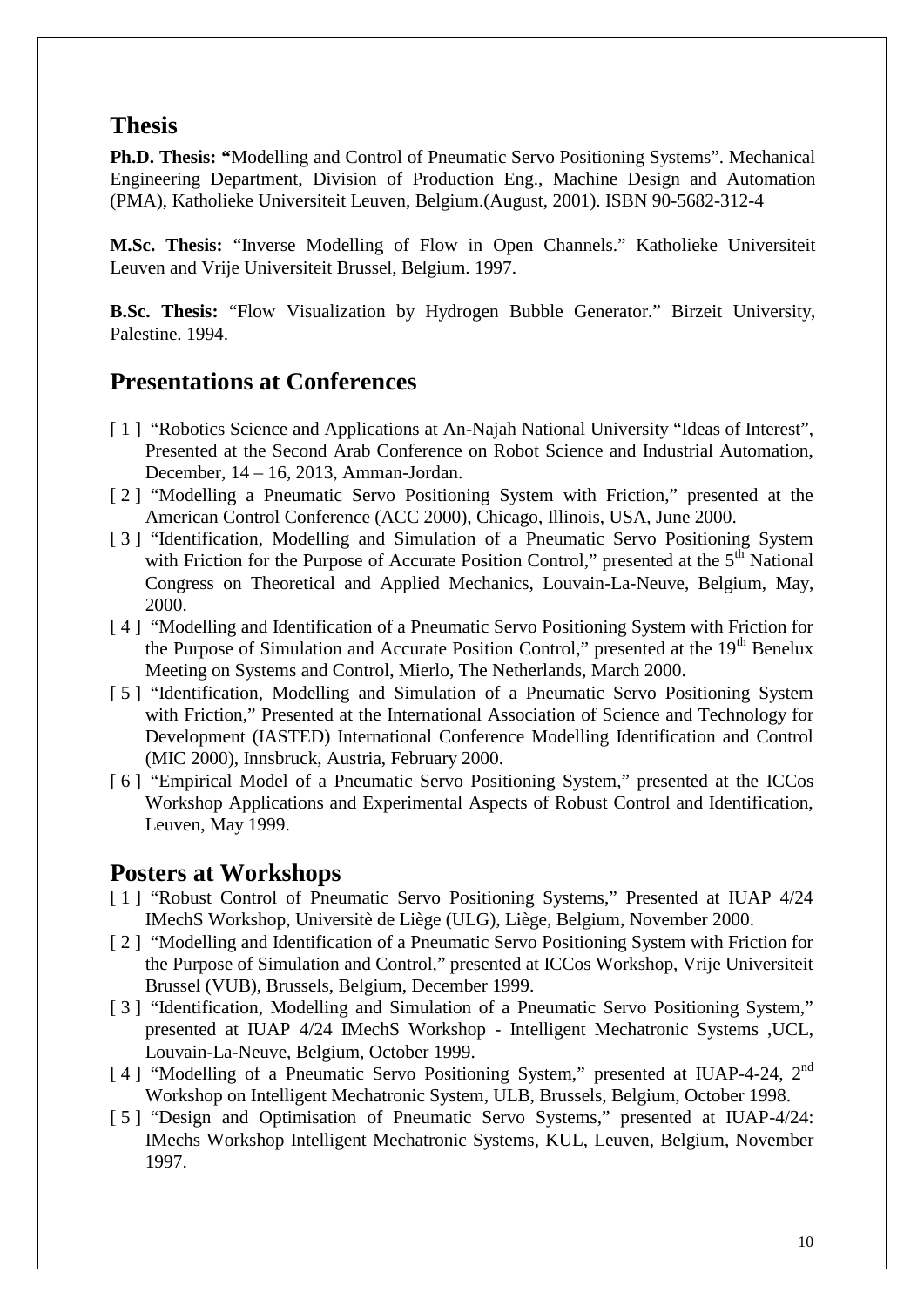## Thesis

**Ph.D. Thesis: "**Modelling and Control of Pneumatic Servo Positioning Systems". Mechanical Engineering Department, Division of Production Eng., Machine Design and Automation (PMA), Katholieke Universiteit Leuven, Belgium.(August, 2001). ISBN 90-5682-312-4

**M.Sc. Thesis:** "Inverse Modelling of Flow in Open Channels." Katholieke Universiteit Leuven and Vrije Universiteit Brussel, Belgium. 1997.

**B.Sc. Thesis:** "Flow Visualization by Hydrogen Bubble Generator." Birzeit University, Palestine. 1994.

## Presentations at Conferences

[ 1 ] "Robotics Science and Applications at An-Najah National University "Ideas of Interest", Presented at the Second Arab Conference on Robot Science and Industrial Automation, December, 14 – 16, 2013, Amman-Jordan.

[ 2 ] "Modelling a Pneumatic Servo Positioning System with Friction," presented at the American Control Conference (ACC 2000), Chicago, Illinois, USA, June 2000.

[ 3 ] "Identification, Modelling and Simulation of a Pneumatic Servo Positioning System with Friction for the Purpose of Accurate Position Control," presented at the 5th National Congress on Theoretical and Applied Mechanics, Louvain-La-Neuve, Belgium, May, 2000.

[ 4 ] "Modelling and Identification of a Pneumatic Servo Positioning System with Friction for the Purpose of Simulation and Accurate Position Control," presented at the 19th Benelux Meeting on Systems and Control, Mierlo, The Netherlands, March 2000.

[ 5 ] "Identification, Modelling and Simulation of a Pneumatic Servo Positioning System with Friction," Presented at the International Association of Science and Technology for Development (IASTED) International Conference Modelling Identification and Control (MIC 2000), Innsbruck, Austria, February 2000.

[ 6 ] "Empirical Model of a Pneumatic Servo Positioning System," presented at the ICCos Workshop Applications and Experimental Aspects of Robust Control and Identification, Leuven, May 1999.

## Posters at Workshops

[ 1 ] "Robust Control of Pneumatic Servo Positioning Systems," Presented at IUAP 4/24 IMechS Workshop, Universitè de Liège (ULG), Liège, Belgium, November 2000.

[ 2 ] "Modelling and Identification of a Pneumatic Servo Positioning System with Friction for the Purpose of Simulation and Control," presented at ICCos Workshop, Vrije Universiteit Brussel (VUB), Brussels, Belgium, December 1999.

[ 3 ] "Identification, Modelling and Simulation of a Pneumatic Servo Positioning System," presented at IUAP 4/24 IMechS Workshop - Intelligent Mechatronic Systems ,UCL, Louvain-La-Neuve, Belgium, October 1999.

[ 4 ] "Modelling of a Pneumatic Servo Positioning System," presented at IUAP-4-24, 2nd Workshop on Intelligent Mechatronic System, ULB, Brussels, Belgium, October 1998.

[ 5 ] "Design and Optimisation of Pneumatic Servo Systems," presented at IUAP-4/24: IMechs Workshop Intelligent Mechatronic Systems, KUL, Leuven, Belgium, November 1997.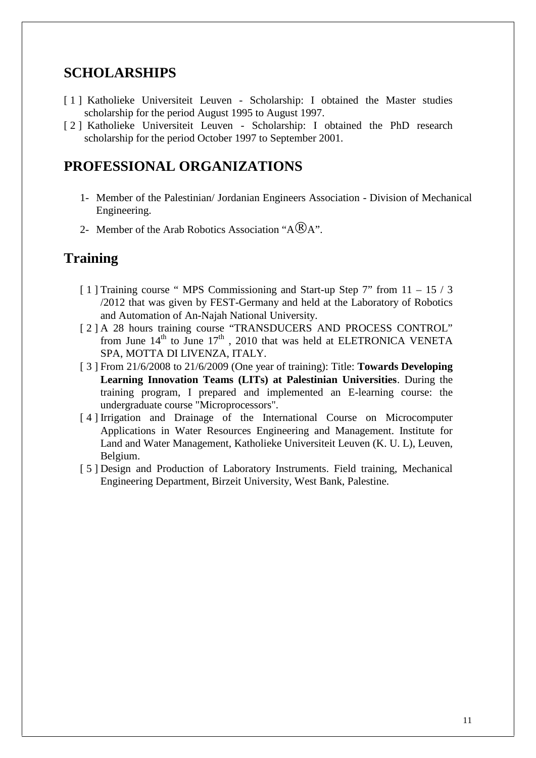## SCHOLARSHIPS

[ 1 ] Katholieke Universiteit Leuven - Scholarship: I obtained the Master studies scholarship for the period August 1995 to August 1997.

[ 2 ] Katholieke Universiteit Leuven - Scholarship: I obtained the PhD research scholarship for the period October 1997 to September 2001.

## PROFESSIONAL ORGANIZATIONS

1- Member of the Palestinian/ Jordanian Engineers Association - Division of Mechanical Engineering.

2- Member of the Arab Robotics Association "A®A".

## Training

[ 1 ] Training course " MPS Commissioning and Start-up Step 7" from 11 – 15 / 3 /2012 that was given by FEST-Germany and held at the Laboratory of Robotics and Automation of An-Najah National University.

[ 2 ] A 28 hours training course "TRANSDUCERS AND PROCESS CONTROL" from June 14th to June 17th , 2010 that was held at ELETRONICA VENETA SPA, MOTTA DI LIVENZA, ITALY.

[ 3 ] From 21/6/2008 to 21/6/2009 (One year of training): Title: **Towards Developing Learning Innovation Teams (LITs) at Palestinian Universities**. During the training program, I prepared and implemented an E-learning course: the undergraduate course "Microprocessors".

[ 4 ] Irrigation and Drainage of the International Course on Microcomputer Applications in Water Resources Engineering and Management. Institute for Land and Water Management, Katholieke Universiteit Leuven (K. U. L), Leuven, Belgium.

[ 5 ] Design and Production of Laboratory Instruments. Field training, Mechanical Engineering Department, Birzeit University, West Bank, Palestine.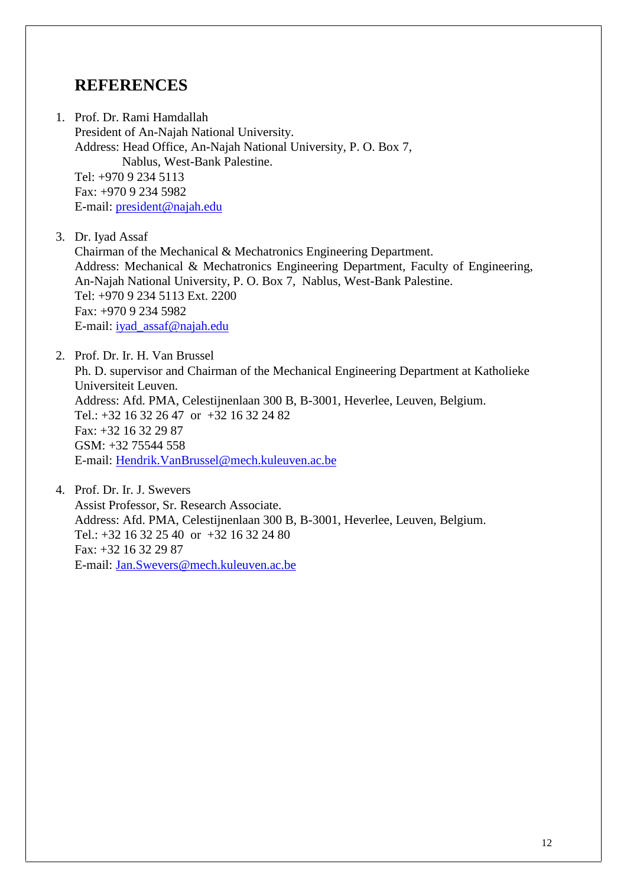## REFERENCES

1. Prof. Dr. Rami Hamdallah
   President of An-Najah National University.
   Address: Head Office, An-Najah National University, P. O. Box 7,
   Nablus, West-Bank Palestine.
   Tel: +970 9 234 5113
   Fax: +970 9 234 5982
   E-mail: president@najah.edu

3. Dr. Iyad Assaf
   Chairman of the Mechanical & Mechatronics Engineering Department.
   Address: Mechanical & Mechatronics Engineering Department, Faculty of Engineering, An-Najah National University, P. O. Box 7, Nablus, West-Bank Palestine.
   Tel: +970 9 234 5113 Ext. 2200
   Fax: +970 9 234 5982
   E-mail: iyad_assaf@najah.edu

2. Prof. Dr. Ir. H. Van Brussel
   Ph. D. supervisor and Chairman of the Mechanical Engineering Department at Katholieke Universiteit Leuven.
   Address: Afd. PMA, Celestijnenlaan 300 B, B-3001, Heverlee, Leuven, Belgium.
   Tel.: +32 16 32 26 47 or +32 16 32 24 82
   Fax: +32 16 32 29 87
   GSM: +32 75544 558
   E-mail: Hendrik.VanBrussel@mech.kuleuven.ac.be

4. Prof. Dr. Ir. J. Swevers
   Assist Professor, Sr. Research Associate.
   Address: Afd. PMA, Celestijnenlaan 300 B, B-3001, Heverlee, Leuven, Belgium.
   Tel.: +32 16 32 25 40 or +32 16 32 24 80
   Fax: +32 16 32 29 87
   E-mail: Jan.Swevers@mech.kuleuven.ac.be